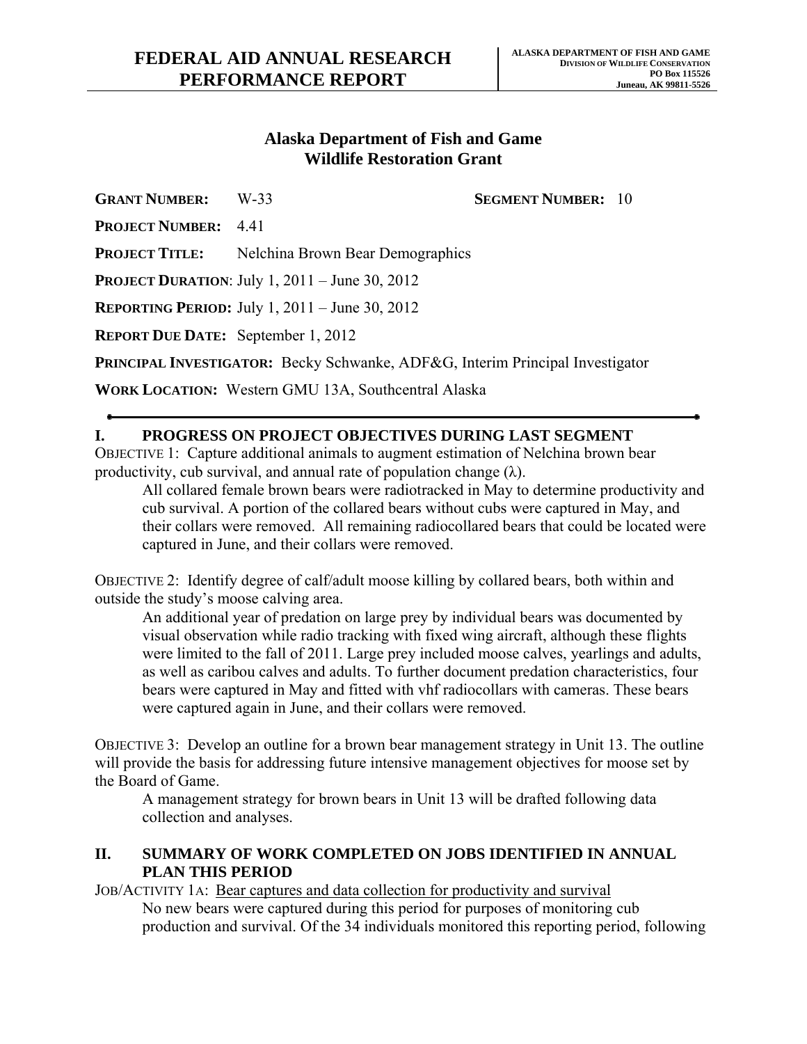# FEDERAL AID ANNUAL RESEARCH PERFORMANCE REPORT

**ALASKA DEPARTMENT OF FISH AND GAME**
**DIVISION OF WILDLIFE CONSERVATION**
**PO Box 115526**
**Juneau, AK 99811-5526**

## Alaska Department of Fish and Game
## Wildlife Restoration Grant

**GRANT NUMBER:** W-33 **SEGMENT NUMBER:** 10

**PROJECT NUMBER:** 4.41

**PROJECT TITLE:** Nelchina Brown Bear Demographics

**PROJECT DURATION**: July 1, 2011 – June 30, 2012

**REPORTING PERIOD:** July 1, 2011 – June 30, 2012

**REPORT DUE DATE:** September 1, 2012

**PRINCIPAL INVESTIGATOR:** Becky Schwanke, ADF&G, Interim Principal Investigator

**WORK LOCATION:** Western GMU 13A, Southcentral Alaska

---

## I. PROGRESS ON PROJECT OBJECTIVES DURING LAST SEGMENT

OBJECTIVE 1: Capture additional animals to augment estimation of Nelchina brown bear productivity, cub survival, and annual rate of population change ($\lambda$).

All collared female brown bears were radiotracked in May to determine productivity and cub survival. A portion of the collared bears without cubs were captured in May, and their collars were removed. All remaining radiocollared bears that could be located were captured in June, and their collars were removed.

OBJECTIVE 2: Identify degree of calf/adult moose killing by collared bears, both within and outside the study's moose calving area.

An additional year of predation on large prey by individual bears was documented by visual observation while radio tracking with fixed wing aircraft, although these flights were limited to the fall of 2011. Large prey included moose calves, yearlings and adults, as well as caribou calves and adults. To further document predation characteristics, four bears were captured in May and fitted with vhf radiocollars with cameras. These bears were captured again in June, and their collars were removed.

OBJECTIVE 3: Develop an outline for a brown bear management strategy in Unit 13. The outline will provide the basis for addressing future intensive management objectives for moose set by the Board of Game.

A management strategy for brown bears in Unit 13 will be drafted following data collection and analyses.

## II. SUMMARY OF WORK COMPLETED ON JOBS IDENTIFIED IN ANNUAL PLAN THIS PERIOD

JOB/ACTIVITY 1A: Bear captures and data collection for productivity and survival

No new bears were captured during this period for purposes of monitoring cub production and survival. Of the 34 individuals monitored this reporting period, following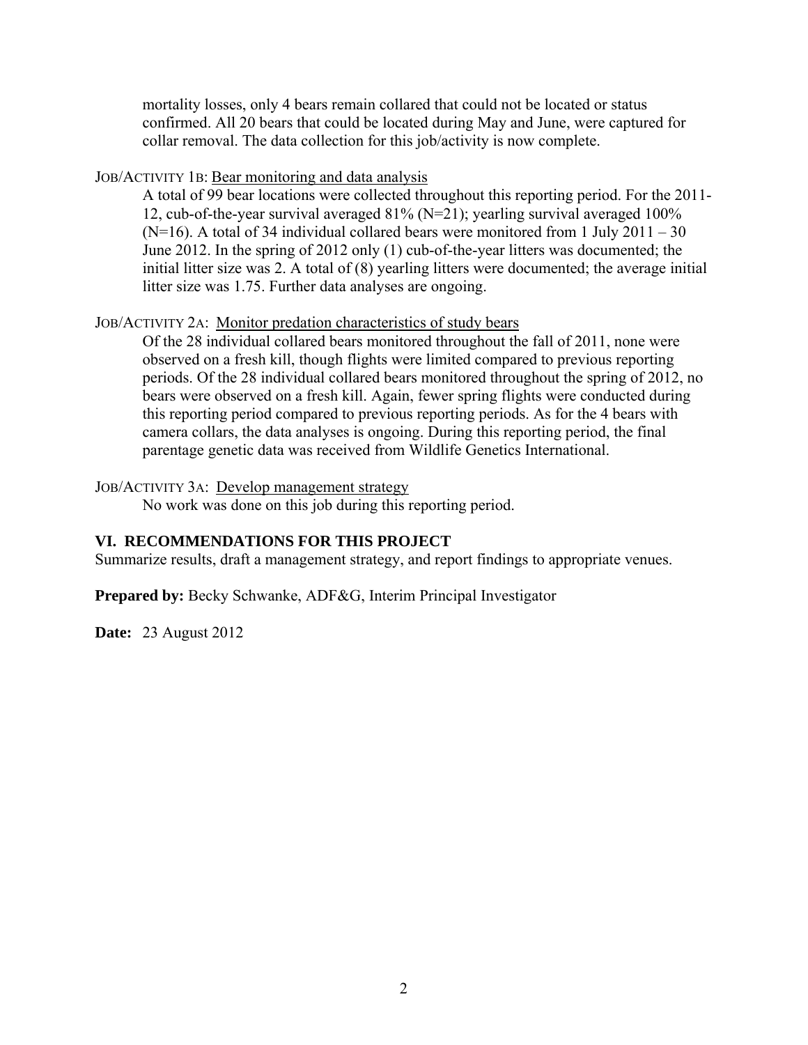mortality losses, only 4 bears remain collared that could not be located or status confirmed. All 20 bears that could be located during May and June, were captured for collar removal. The data collection for this job/activity is now complete.

JOB/ACTIVITY 1B: Bear monitoring and data analysis

A total of 99 bear locations were collected throughout this reporting period. For the 2011-12, cub-of-the-year survival averaged 81% (N=21); yearling survival averaged 100% (N=16). A total of 34 individual collared bears were monitored from 1 July 2011 – 30 June 2012. In the spring of 2012 only (1) cub-of-the-year litters was documented; the initial litter size was 2. A total of (8) yearling litters were documented; the average initial litter size was 1.75. Further data analyses are ongoing.

JOB/ACTIVITY 2A: Monitor predation characteristics of study bears

Of the 28 individual collared bears monitored throughout the fall of 2011, none were observed on a fresh kill, though flights were limited compared to previous reporting periods. Of the 28 individual collared bears monitored throughout the spring of 2012, no bears were observed on a fresh kill. Again, fewer spring flights were conducted during this reporting period compared to previous reporting periods. As for the 4 bears with camera collars, the data analyses is ongoing. During this reporting period, the final parentage genetic data was received from Wildlife Genetics International.

JOB/ACTIVITY 3A: Develop management strategy

No work was done on this job during this reporting period.

## VI. RECOMMENDATIONS FOR THIS PROJECT

Summarize results, draft a management strategy, and report findings to appropriate venues.

**Prepared by:** Becky Schwanke, ADF&G, Interim Principal Investigator

**Date:** 23 August 2012